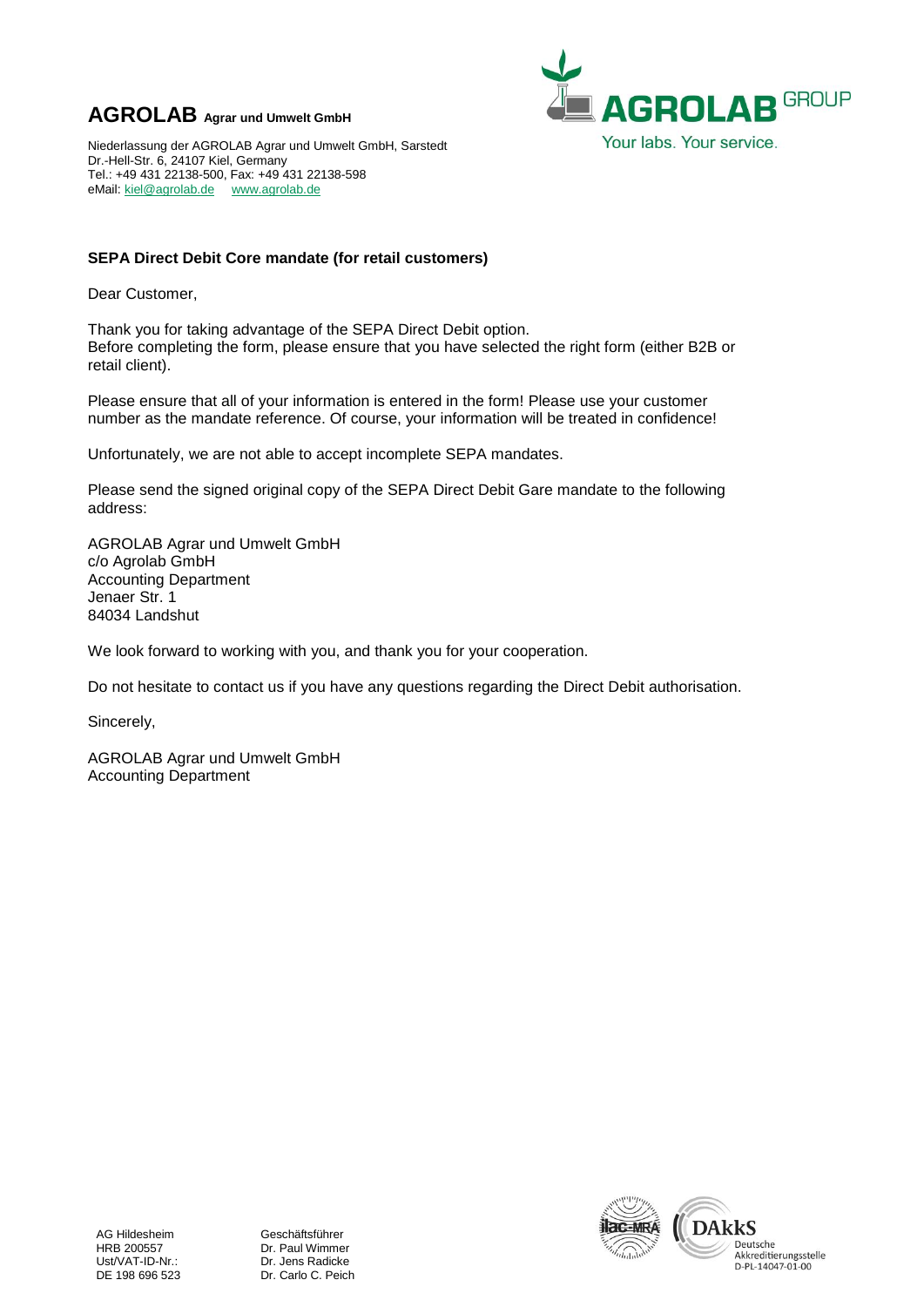**AGROLAB** **Agrar und Umwelt GmbH**

Niederlassung der AGROLAB Agrar und Umwelt GmbH, Sarstedt
Dr.-Hell-Str. 6, 24107 Kiel, Germany
Tel.: +49 431 22138-500, Fax: +49 431 22138-598
eMail: kiel@agrolab.de www.agrolab.de

AGROLAB GROUP
Your labs. Your service.

**SEPA Direct Debit Core mandate (for retail customers)**

Dear Customer,

Thank you for taking advantage of the SEPA Direct Debit option.
Before completing the form, please ensure that you have selected the right form (either B2B or retail client).

Please ensure that all of your information is entered in the form! Please use your customer number as the mandate reference. Of course, your information will be treated in confidence!

Unfortunately, we are not able to accept incomplete SEPA mandates.

Please send the signed original copy of the SEPA Direct Debit Gare mandate to the following address:

AGROLAB Agrar und Umwelt GmbH
c/o Agrolab GmbH
Accounting Department
Jenaer Str. 1
84034 Landshut

We look forward to working with you, and thank you for your cooperation.

Do not hesitate to contact us if you have any questions regarding the Direct Debit authorisation.

Sincerely,

AGROLAB Agrar und Umwelt GmbH
Accounting Department

AG Hildesheim
HRB 200557
Ust/VAT-ID-Nr.:
DE 198 696 523

Geschäftsführer
Dr. Paul Wimmer
Dr. Jens Radicke
Dr. Carlo C. Peich

DAkkS
Deutsche
Akkreditierungsstelle
D-PL-14047-01-00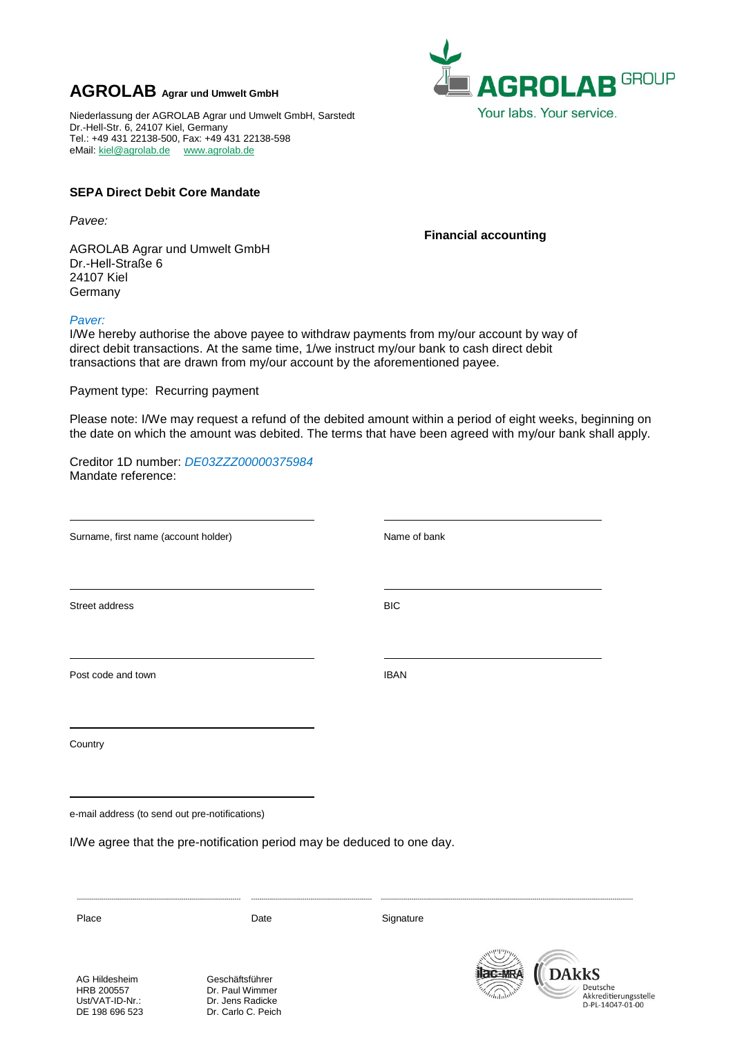**AGROLAB** **Agrar und Umwelt GmbH**

Niederlassung der AGROLAB Agrar und Umwelt GmbH, Sarstedt
Dr.-Hell-Str. 6, 24107 Kiel, Germany
Tel.: +49 431 22138-500, Fax: +49 431 22138-598
eMail: kiel@agrolab.de www.agrolab.de

AGROLAB GROUP
Your labs. Your service.

**SEPA Direct Debit Core Mandate**

*Pavee:*

**Financial accounting**

AGROLAB Agrar und Umwelt GmbH
Dr.-Hell-Straße 6
24107 Kiel
Germany

*Paver:*
I/We hereby authorise the above payee to withdraw payments from my/our account by way of direct debit transactions. At the same time, 1/we instruct my/our bank to cash direct debit transactions that are drawn from my/our account by the aforementioned payee.

Payment type: Recurring payment

Please note: I/We may request a refund of the debited amount within a period of eight weeks, beginning on the date on which the amount was debited. The terms that have been agreed with my/our bank shall apply.

Creditor 1D number: *DE03ZZZ00000375984*
Mandate reference:

Surname, first name (account holder)

Name of bank

Street address

BIC

Post code and town

IBAN

Country

e-mail address (to send out pre-notifications)

I/We agree that the pre-notification period may be deduced to one day.

Place

Date

Signature

AG Hildesheim
HRB 200557
Ust/VAT-ID-Nr.:
DE 198 696 523

Geschäftsführer
Dr. Paul Wimmer
Dr. Jens Radicke
Dr. Carlo C. Peich

ilac-MRA

DAkkS
Deutsche
Akkreditierungsstelle
D-PL-14047-01-00